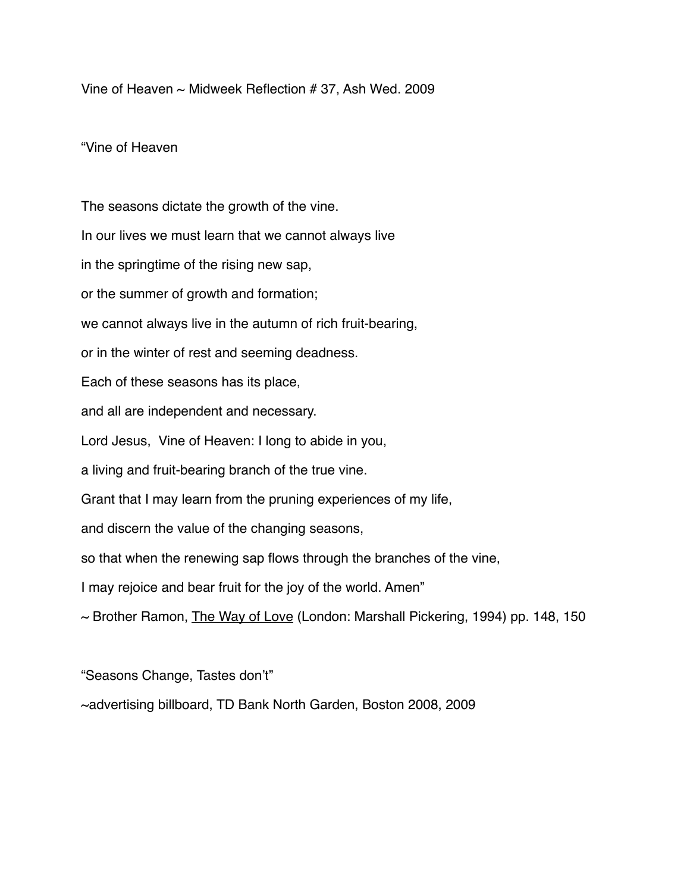Vine of Heaven ~ Midweek Reflection # 37, Ash Wed. 2009

“Vine of Heaven

The seasons dictate the growth of the vine.

In our lives we must learn that we cannot always live

in the springtime of the rising new sap,

or the summer of growth and formation;

we cannot always live in the autumn of rich fruit-bearing,

or in the winter of rest and seeming deadness.

Each of these seasons has its place,

and all are independent and necessary.

Lord Jesus, Vine of Heaven: I long to abide in you,

a living and fruit-bearing branch of the true vine.

Grant that I may learn from the pruning experiences of my life,

and discern the value of the changing seasons,

so that when the renewing sap flows through the branches of the vine,

I may rejoice and bear fruit for the joy of the world. Amen”

~ Brother Ramon, <u>The Way of Love</u> (London: Marshall Pickering, 1994) pp. 148, 150

“Seasons Change, Tastes don’t”

~advertising billboard, TD Bank North Garden, Boston 2008, 2009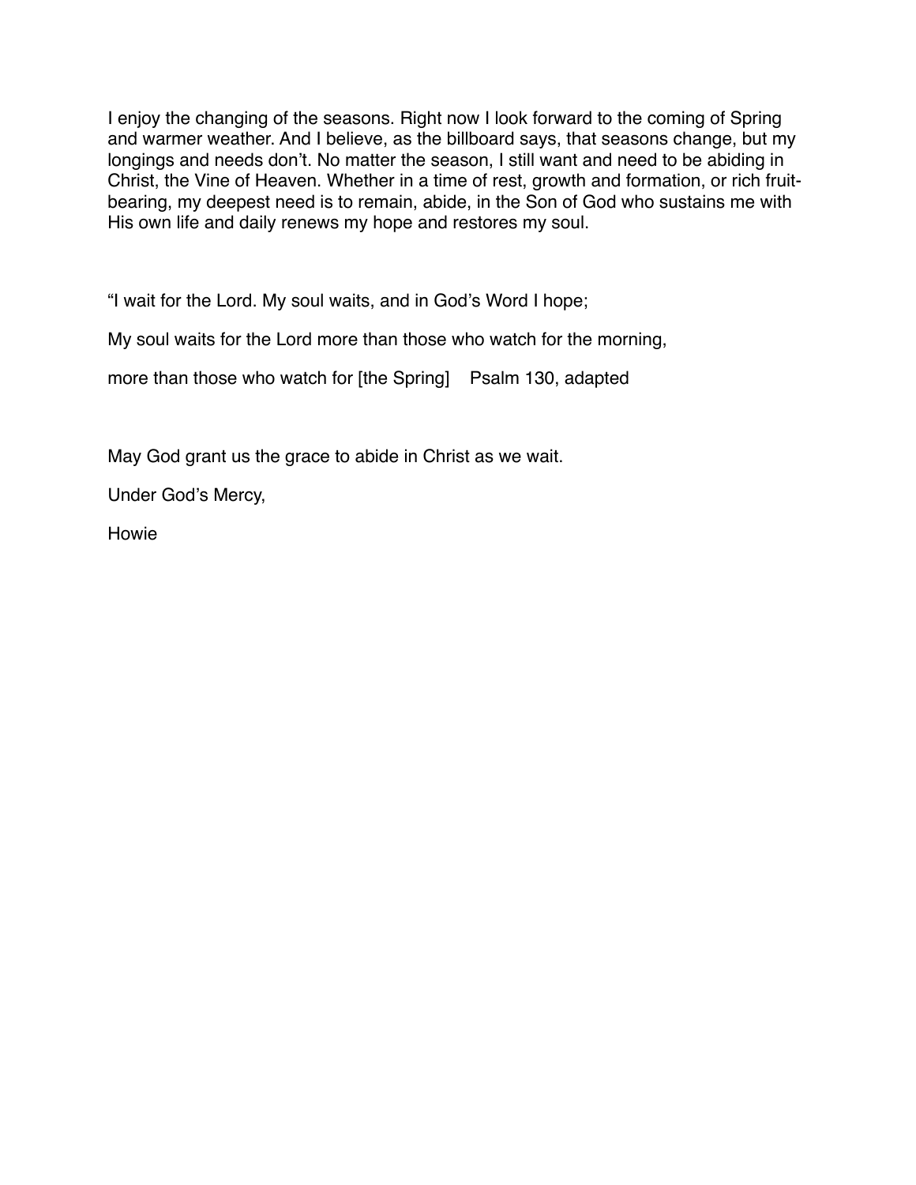I enjoy the changing of the seasons. Right now I look forward to the coming of Spring and warmer weather. And I believe, as the billboard says, that seasons change, but my longings and needs don't. No matter the season, I still want and need to be abiding in Christ, the Vine of Heaven. Whether in a time of rest, growth and formation, or rich fruit-bearing, my deepest need is to remain, abide, in the Son of God who sustains me with His own life and daily renews my hope and restores my soul.

"I wait for the Lord. My soul waits, and in God's Word I hope;

My soul waits for the Lord more than those who watch for the morning,

more than those who watch for [the Spring]    Psalm 130, adapted

May God grant us the grace to abide in Christ as we wait.

Under God's Mercy,

Howie